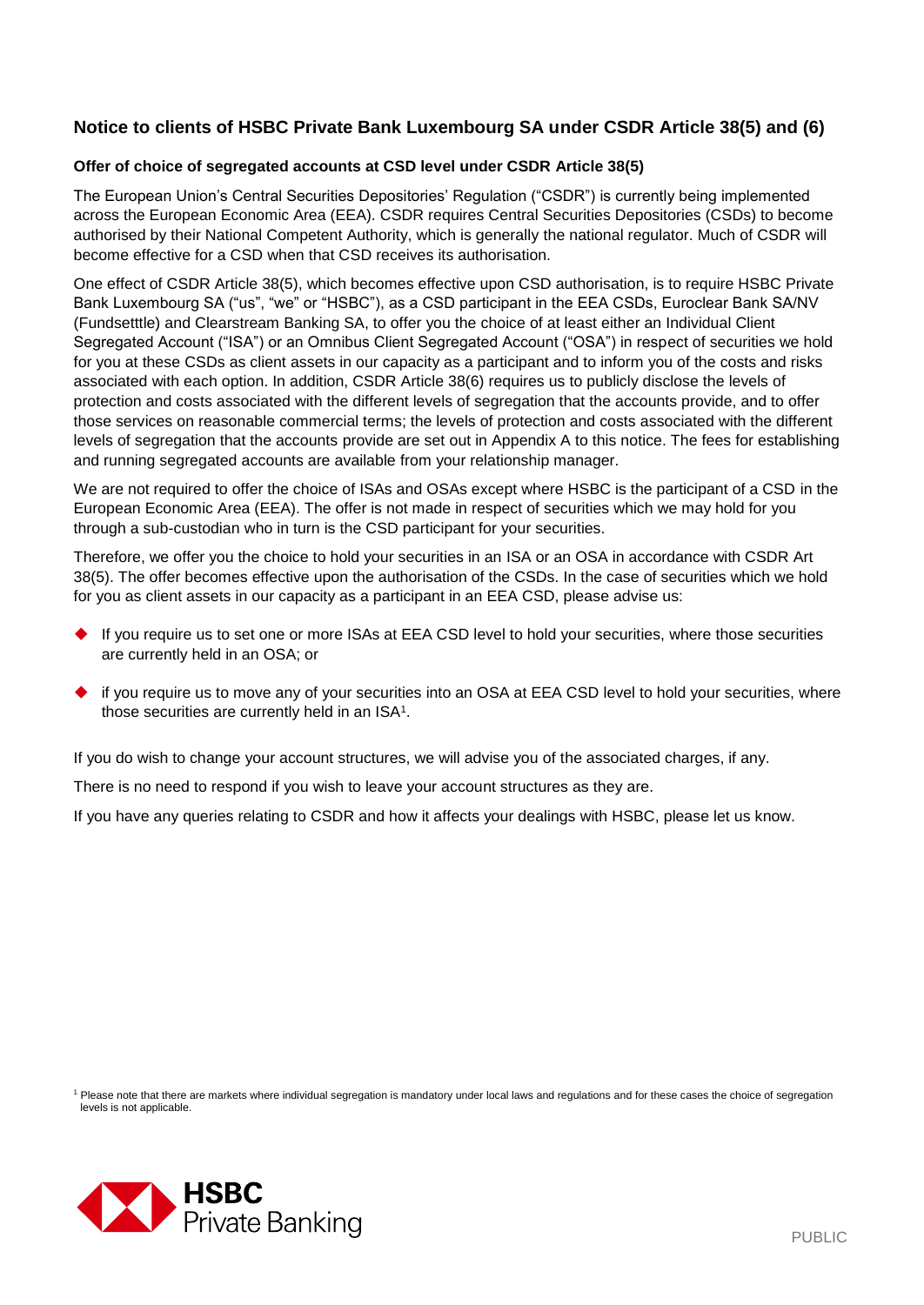# Notice to clients of HSBC Private Bank Luxembourg SA under CSDR Article 38(5) and (6)

## Offer of choice of segregated accounts at CSD level under CSDR Article 38(5)

The European Union's Central Securities Depositories' Regulation ("CSDR") is currently being implemented across the European Economic Area (EEA). CSDR requires Central Securities Depositories (CSDs) to become authorised by their National Competent Authority, which is generally the national regulator. Much of CSDR will become effective for a CSD when that CSD receives its authorisation.

One effect of CSDR Article 38(5), which becomes effective upon CSD authorisation, is to require HSBC Private Bank Luxembourg SA ("us", "we" or "HSBC"), as a CSD participant in the EEA CSDs, Euroclear Bank SA/NV (Fundsetttle) and Clearstream Banking SA, to offer you the choice of at least either an Individual Client Segregated Account ("ISA") or an Omnibus Client Segregated Account ("OSA") in respect of securities we hold for you at these CSDs as client assets in our capacity as a participant and to inform you of the costs and risks associated with each option. In addition, CSDR Article 38(6) requires us to publicly disclose the levels of protection and costs associated with the different levels of segregation that the accounts provide, and to offer those services on reasonable commercial terms; the levels of protection and costs associated with the different levels of segregation that the accounts provide are set out in Appendix A to this notice. The fees for establishing and running segregated accounts are available from your relationship manager.

We are not required to offer the choice of ISAs and OSAs except where HSBC is the participant of a CSD in the European Economic Area (EEA). The offer is not made in respect of securities which we may hold for you through a sub-custodian who in turn is the CSD participant for your securities.

Therefore, we offer you the choice to hold your securities in an ISA or an OSA in accordance with CSDR Art 38(5). The offer becomes effective upon the authorisation of the CSDs. In the case of securities which we hold for you as client assets in our capacity as a participant in an EEA CSD, please advise us:

- If you require us to set one or more ISAs at EEA CSD level to hold your securities, where those securities are currently held in an OSA; or
- if you require us to move any of your securities into an OSA at EEA CSD level to hold your securities, where those securities are currently held in an ISA[1].

If you do wish to change your account structures, we will advise you of the associated charges, if any.

There is no need to respond if you wish to leave your account structures as they are.

If you have any queries relating to CSDR and how it affects your dealings with HSBC, please let us know.

[1] Please note that there are markets where individual segregation is mandatory under local laws and regulations and for these cases the choice of segregation levels is not applicable.

HSBC Private Banking

PUBLIC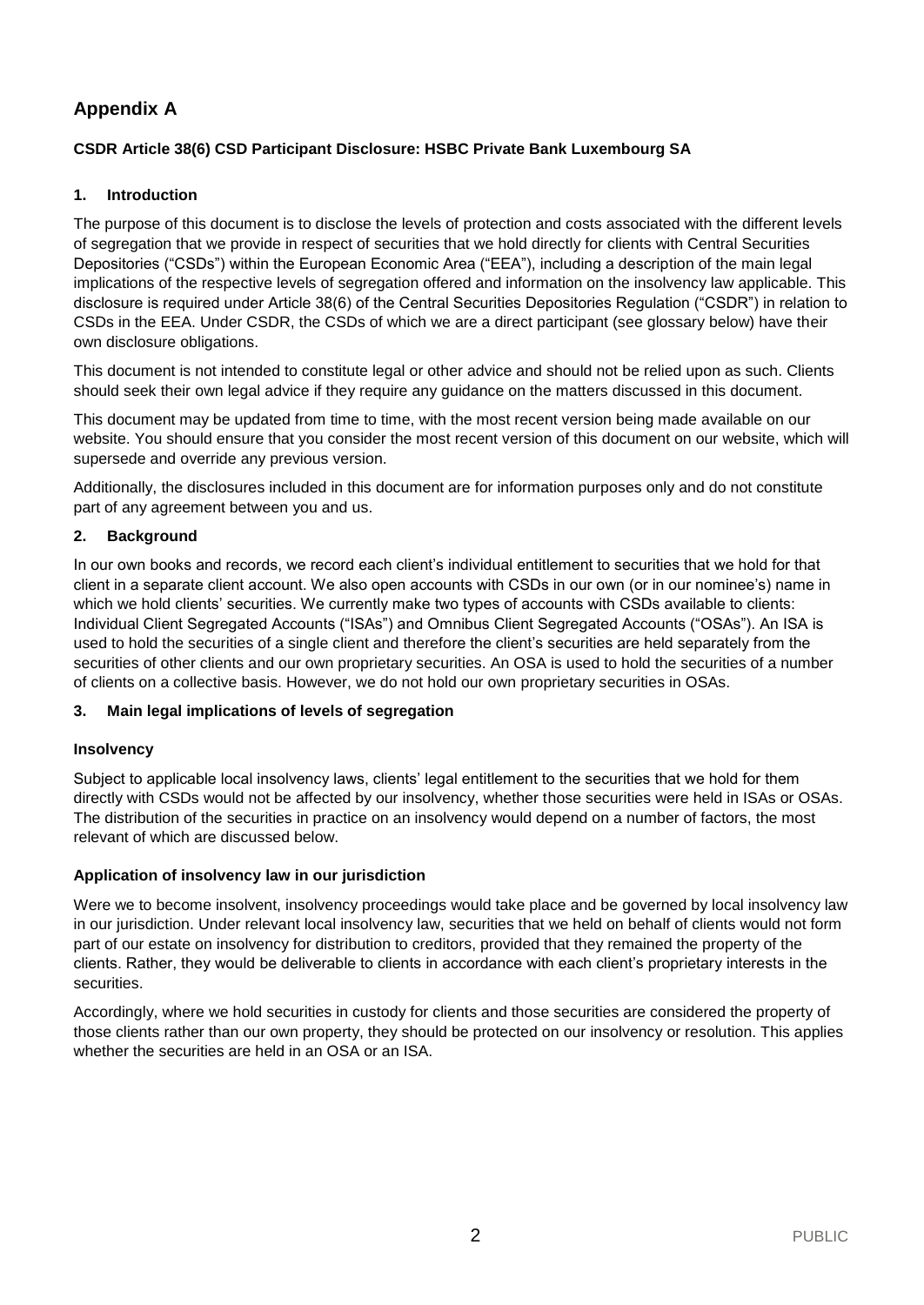## Appendix A

**CSDR Article 38(6) CSD Participant Disclosure: HSBC Private Bank Luxembourg SA**

### 1. Introduction

The purpose of this document is to disclose the levels of protection and costs associated with the different levels of segregation that we provide in respect of securities that we hold directly for clients with Central Securities Depositories ("CSDs") within the European Economic Area ("EEA"), including a description of the main legal implications of the respective levels of segregation offered and information on the insolvency law applicable. This disclosure is required under Article 38(6) of the Central Securities Depositories Regulation ("CSDR") in relation to CSDs in the EEA. Under CSDR, the CSDs of which we are a direct participant (see glossary below) have their own disclosure obligations.

This document is not intended to constitute legal or other advice and should not be relied upon as such. Clients should seek their own legal advice if they require any guidance on the matters discussed in this document.

This document may be updated from time to time, with the most recent version being made available on our website. You should ensure that you consider the most recent version of this document on our website, which will supersede and override any previous version.

Additionally, the disclosures included in this document are for information purposes only and do not constitute part of any agreement between you and us.

### 2. Background

In our own books and records, we record each client's individual entitlement to securities that we hold for that client in a separate client account. We also open accounts with CSDs in our own (or in our nominee's) name in which we hold clients' securities. We currently make two types of accounts with CSDs available to clients: Individual Client Segregated Accounts ("ISAs") and Omnibus Client Segregated Accounts ("OSAs"). An ISA is used to hold the securities of a single client and therefore the client's securities are held separately from the securities of other clients and our own proprietary securities. An OSA is used to hold the securities of a number of clients on a collective basis. However, we do not hold our own proprietary securities in OSAs.

### 3. Main legal implications of levels of segregation

#### Insolvency

Subject to applicable local insolvency laws, clients' legal entitlement to the securities that we hold for them directly with CSDs would not be affected by our insolvency, whether those securities were held in ISAs or OSAs. The distribution of the securities in practice on an insolvency would depend on a number of factors, the most relevant of which are discussed below.

#### Application of insolvency law in our jurisdiction

Were we to become insolvent, insolvency proceedings would take place and be governed by local insolvency law in our jurisdiction. Under relevant local insolvency law, securities that we held on behalf of clients would not form part of our estate on insolvency for distribution to creditors, provided that they remained the property of the clients. Rather, they would be deliverable to clients in accordance with each client's proprietary interests in the securities.

Accordingly, where we hold securities in custody for clients and those securities are considered the property of those clients rather than our own property, they should be protected on our insolvency or resolution. This applies whether the securities are held in an OSA or an ISA.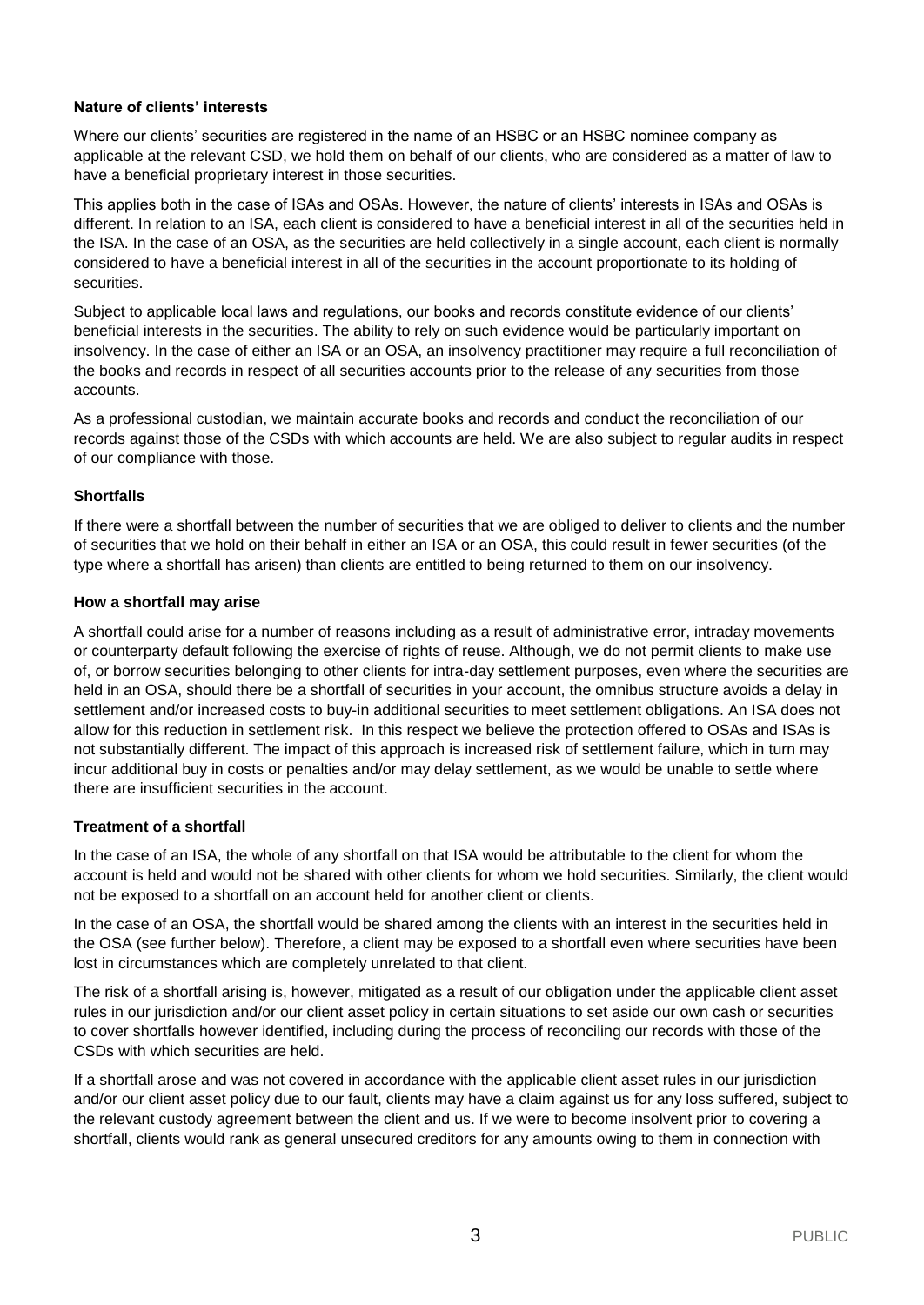**Nature of clients' interests**

Where our clients' securities are registered in the name of an HSBC or an HSBC nominee company as applicable at the relevant CSD, we hold them on behalf of our clients, who are considered as a matter of law to have a beneficial proprietary interest in those securities.

This applies both in the case of ISAs and OSAs. However, the nature of clients' interests in ISAs and OSAs is different. In relation to an ISA, each client is considered to have a beneficial interest in all of the securities held in the ISA. In the case of an OSA, as the securities are held collectively in a single account, each client is normally considered to have a beneficial interest in all of the securities in the account proportionate to its holding of securities.

Subject to applicable local laws and regulations, our books and records constitute evidence of our clients' beneficial interests in the securities. The ability to rely on such evidence would be particularly important on insolvency. In the case of either an ISA or an OSA, an insolvency practitioner may require a full reconciliation of the books and records in respect of all securities accounts prior to the release of any securities from those accounts.

As a professional custodian, we maintain accurate books and records and conduct the reconciliation of our records against those of the CSDs with which accounts are held. We are also subject to regular audits in respect of our compliance with those.

**Shortfalls**

If there were a shortfall between the number of securities that we are obliged to deliver to clients and the number of securities that we hold on their behalf in either an ISA or an OSA, this could result in fewer securities (of the type where a shortfall has arisen) than clients are entitled to being returned to them on our insolvency.

**How a shortfall may arise**

A shortfall could arise for a number of reasons including as a result of administrative error, intraday movements or counterparty default following the exercise of rights of reuse. Although, we do not permit clients to make use of, or borrow securities belonging to other clients for intra-day settlement purposes, even where the securities are held in an OSA, should there be a shortfall of securities in your account, the omnibus structure avoids a delay in settlement and/or increased costs to buy-in additional securities to meet settlement obligations. An ISA does not allow for this reduction in settlement risk. In this respect we believe the protection offered to OSAs and ISAs is not substantially different. The impact of this approach is increased risk of settlement failure, which in turn may incur additional buy in costs or penalties and/or may delay settlement, as we would be unable to settle where there are insufficient securities in the account.

**Treatment of a shortfall**

In the case of an ISA, the whole of any shortfall on that ISA would be attributable to the client for whom the account is held and would not be shared with other clients for whom we hold securities. Similarly, the client would not be exposed to a shortfall on an account held for another client or clients.

In the case of an OSA, the shortfall would be shared among the clients with an interest in the securities held in the OSA (see further below). Therefore, a client may be exposed to a shortfall even where securities have been lost in circumstances which are completely unrelated to that client.

The risk of a shortfall arising is, however, mitigated as a result of our obligation under the applicable client asset rules in our jurisdiction and/or our client asset policy in certain situations to set aside our own cash or securities to cover shortfalls however identified, including during the process of reconciling our records with those of the CSDs with which securities are held.

If a shortfall arose and was not covered in accordance with the applicable client asset rules in our jurisdiction and/or our client asset policy due to our fault, clients may have a claim against us for any loss suffered, subject to the relevant custody agreement between the client and us. If we were to become insolvent prior to covering a shortfall, clients would rank as general unsecured creditors for any amounts owing to them in connection with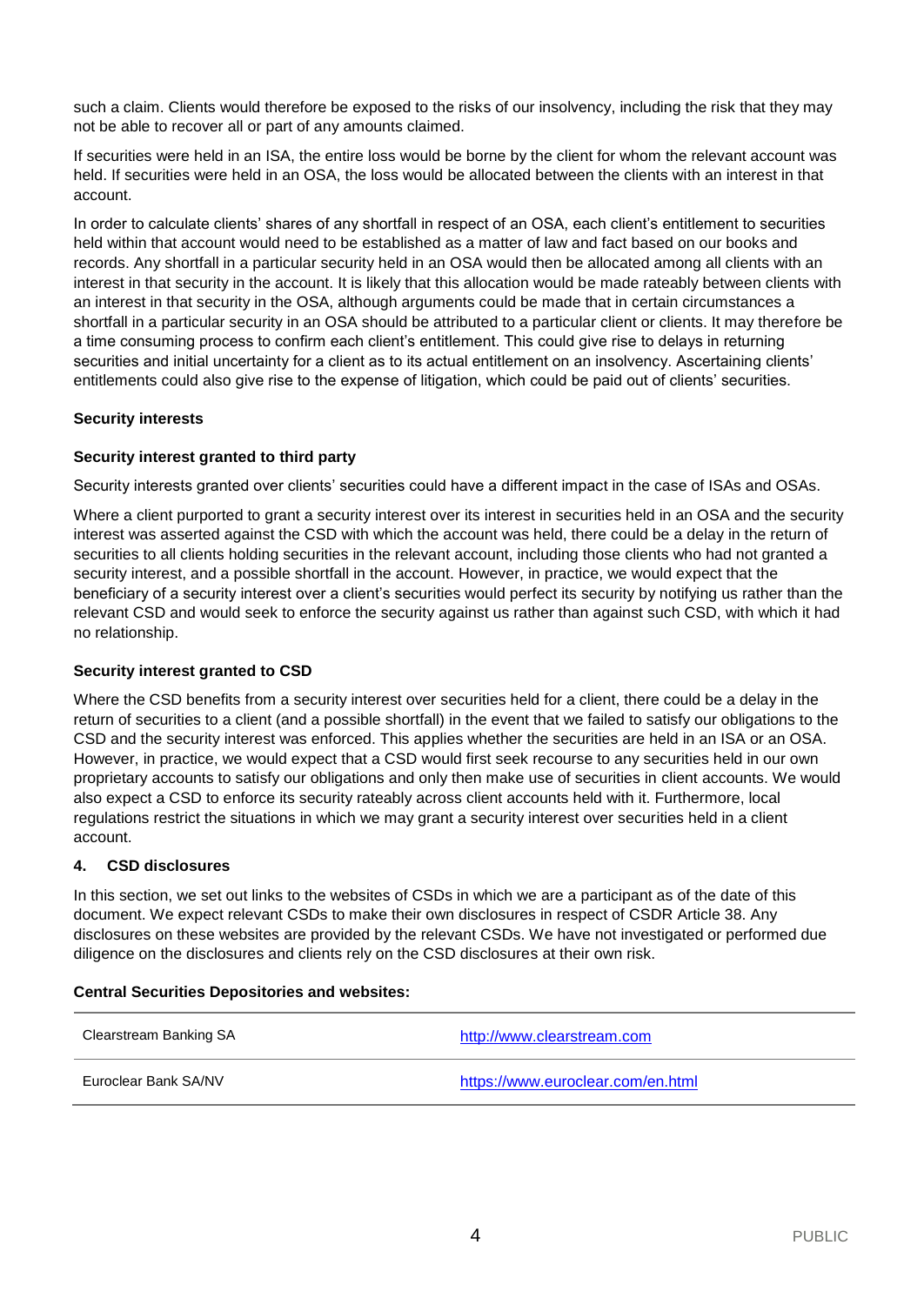such a claim. Clients would therefore be exposed to the risks of our insolvency, including the risk that they may not be able to recover all or part of any amounts claimed.

If securities were held in an ISA, the entire loss would be borne by the client for whom the relevant account was held. If securities were held in an OSA, the loss would be allocated between the clients with an interest in that account.

In order to calculate clients' shares of any shortfall in respect of an OSA, each client's entitlement to securities held within that account would need to be established as a matter of law and fact based on our books and records. Any shortfall in a particular security held in an OSA would then be allocated among all clients with an interest in that security in the account. It is likely that this allocation would be made rateably between clients with an interest in that security in the OSA, although arguments could be made that in certain circumstances a shortfall in a particular security in an OSA should be attributed to a particular client or clients. It may therefore be a time consuming process to confirm each client's entitlement. This could give rise to delays in returning securities and initial uncertainty for a client as to its actual entitlement on an insolvency. Ascertaining clients' entitlements could also give rise to the expense of litigation, which could be paid out of clients' securities.

**Security interests**

**Security interest granted to third party**

Security interests granted over clients' securities could have a different impact in the case of ISAs and OSAs.

Where a client purported to grant a security interest over its interest in securities held in an OSA and the security interest was asserted against the CSD with which the account was held, there could be a delay in the return of securities to all clients holding securities in the relevant account, including those clients who had not granted a security interest, and a possible shortfall in the account. However, in practice, we would expect that the beneficiary of a security interest over a client's securities would perfect its security by notifying us rather than the relevant CSD and would seek to enforce the security against us rather than against such CSD, with which it had no relationship.

**Security interest granted to CSD**

Where the CSD benefits from a security interest over securities held for a client, there could be a delay in the return of securities to a client (and a possible shortfall) in the event that we failed to satisfy our obligations to the CSD and the security interest was enforced. This applies whether the securities are held in an ISA or an OSA. However, in practice, we would expect that a CSD would first seek recourse to any securities held in our own proprietary accounts to satisfy our obligations and only then make use of securities in client accounts. We would also expect a CSD to enforce its security rateably across client accounts held with it. Furthermore, local regulations restrict the situations in which we may grant a security interest over securities held in a client account.

## 4. CSD disclosures

In this section, we set out links to the websites of CSDs in which we are a participant as of the date of this document. We expect relevant CSDs to make their own disclosures in respect of CSDR Article 38. Any disclosures on these websites are provided by the relevant CSDs. We have not investigated or performed due diligence on the disclosures and clients rely on the CSD disclosures at their own risk.

**Central Securities Depositories and websites:**

| | |
|---|---|
| Clearstream Banking SA | http://www.clearstream.com |
| Euroclear Bank SA/NV | https://www.euroclear.com/en.html |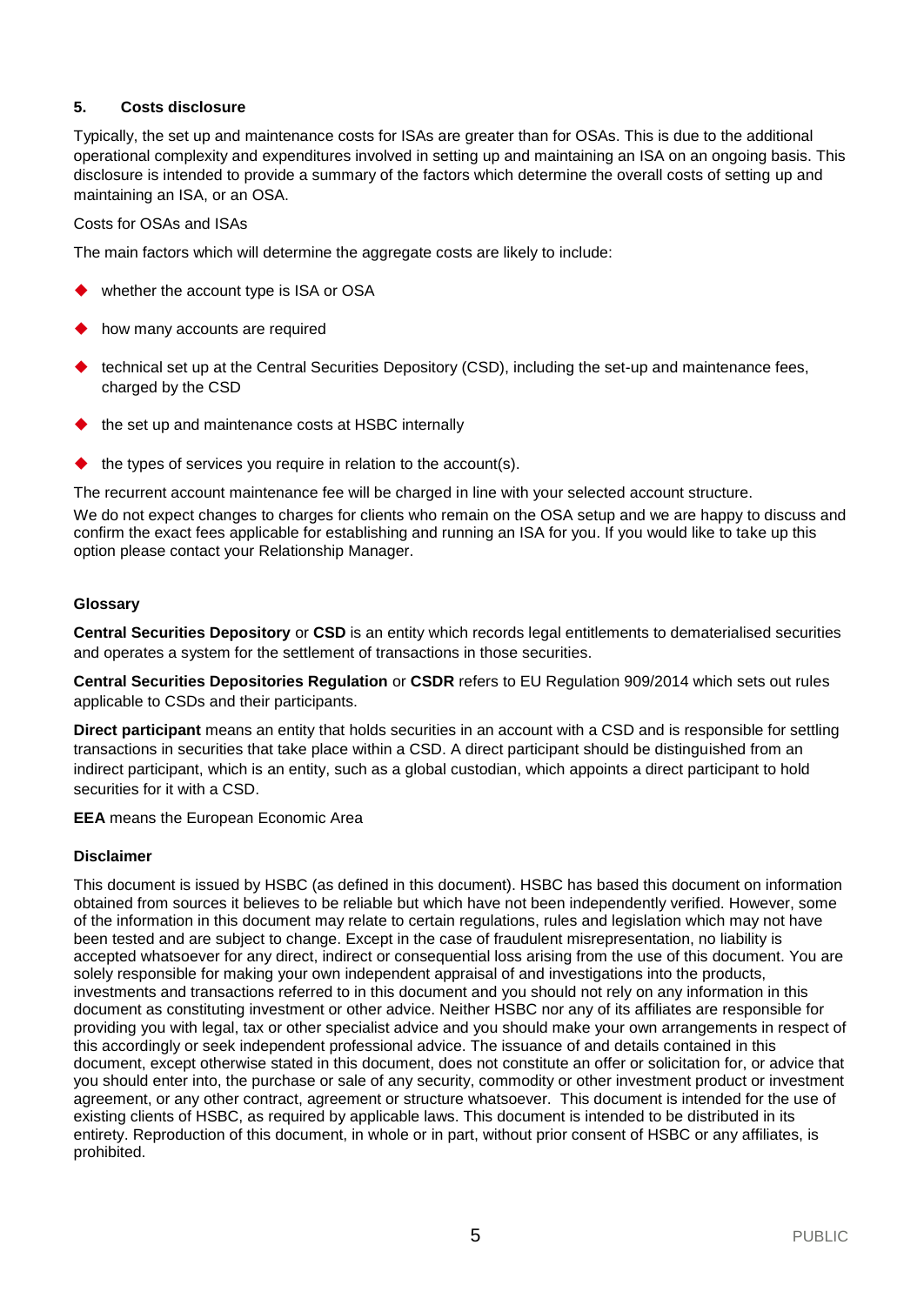## 5. Costs disclosure

Typically, the set up and maintenance costs for ISAs are greater than for OSAs. This is due to the additional operational complexity and expenditures involved in setting up and maintaining an ISA on an ongoing basis. This disclosure is intended to provide a summary of the factors which determine the overall costs of setting up and maintaining an ISA, or an OSA.

Costs for OSAs and ISAs

The main factors which will determine the aggregate costs are likely to include:

- whether the account type is ISA or OSA
- how many accounts are required
- technical set up at the Central Securities Depository (CSD), including the set-up and maintenance fees, charged by the CSD
- the set up and maintenance costs at HSBC internally
- the types of services you require in relation to the account(s).

The recurrent account maintenance fee will be charged in line with your selected account structure.

We do not expect changes to charges for clients who remain on the OSA setup and we are happy to discuss and confirm the exact fees applicable for establishing and running an ISA for you. If you would like to take up this option please contact your Relationship Manager.

### Glossary

**Central Securities Depository** or **CSD** is an entity which records legal entitlements to dematerialised securities and operates a system for the settlement of transactions in those securities.

**Central Securities Depositories Regulation** or **CSDR** refers to EU Regulation 909/2014 which sets out rules applicable to CSDs and their participants.

**Direct participant** means an entity that holds securities in an account with a CSD and is responsible for settling transactions in securities that take place within a CSD. A direct participant should be distinguished from an indirect participant, which is an entity, such as a global custodian, which appoints a direct participant to hold securities for it with a CSD.

**EEA** means the European Economic Area

### Disclaimer

This document is issued by HSBC (as defined in this document). HSBC has based this document on information obtained from sources it believes to be reliable but which have not been independently verified. However, some of the information in this document may relate to certain regulations, rules and legislation which may not have been tested and are subject to change. Except in the case of fraudulent misrepresentation, no liability is accepted whatsoever for any direct, indirect or consequential loss arising from the use of this document. You are solely responsible for making your own independent appraisal of and investigations into the products, investments and transactions referred to in this document and you should not rely on any information in this document as constituting investment or other advice. Neither HSBC nor any of its affiliates are responsible for providing you with legal, tax or other specialist advice and you should make your own arrangements in respect of this accordingly or seek independent professional advice. The issuance of and details contained in this document, except otherwise stated in this document, does not constitute an offer or solicitation for, or advice that you should enter into, the purchase or sale of any security, commodity or other investment product or investment agreement, or any other contract, agreement or structure whatsoever. This document is intended for the use of existing clients of HSBC, as required by applicable laws. This document is intended to be distributed in its entirety. Reproduction of this document, in whole or in part, without prior consent of HSBC or any affiliates, is prohibited.